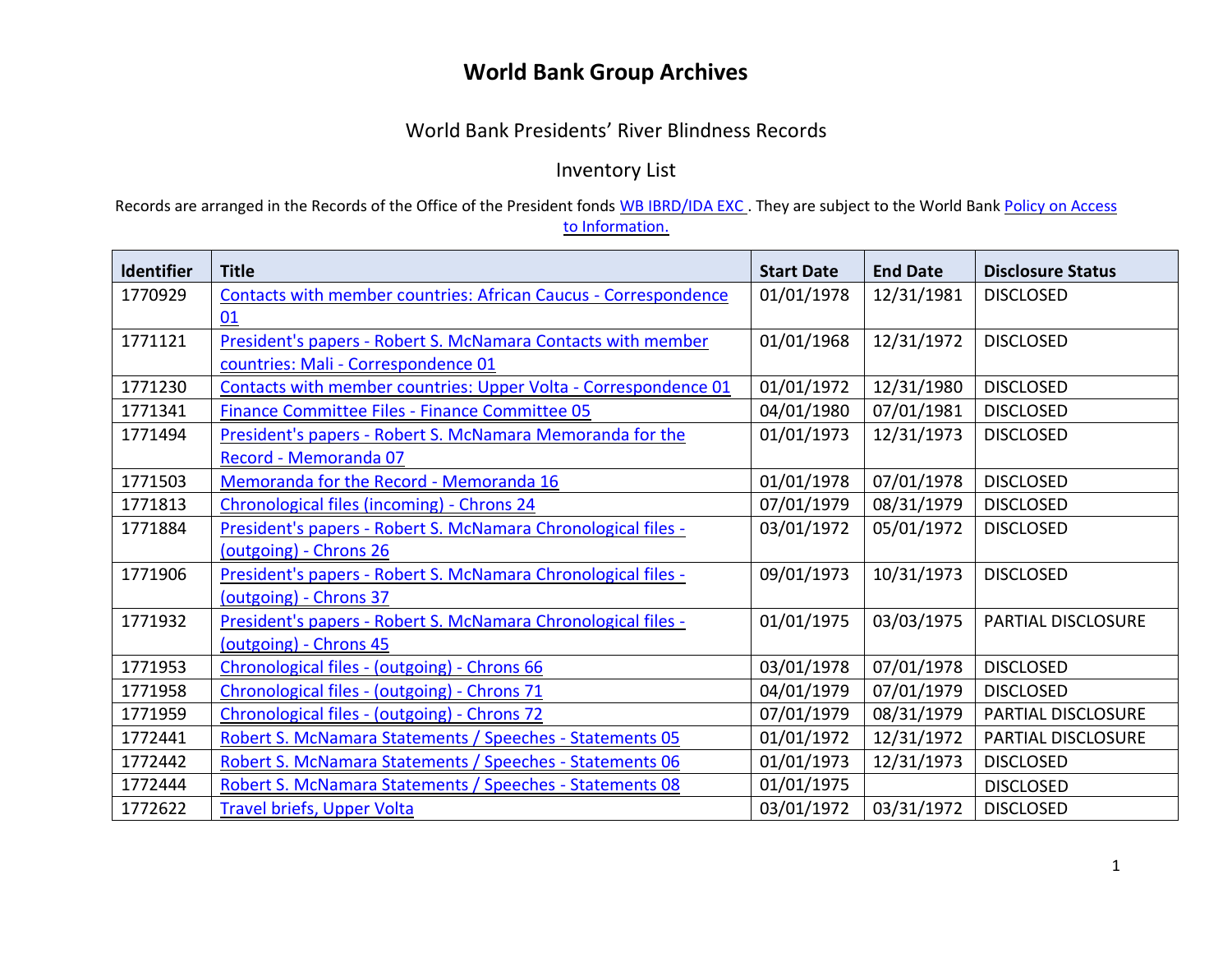# World Bank Group Archives

World Bank Presidents' River Blindness Records

Inventory List

Records are arranged in the Records of the Office of the President fonds WB IBRD/IDA EXC . They are subject to the World Bank Policy on Access to Information.

| Identifier | Title | Start Date | End Date | Disclosure Status |
|---|---|---|---|---|
| 1770929 | Contacts with member countries: African Caucus - Correspondence 01 | 01/01/1978 | 12/31/1981 | DISCLOSED |
| 1771121 | President's papers - Robert S. McNamara Contacts with member countries: Mali - Correspondence 01 | 01/01/1968 | 12/31/1972 | DISCLOSED |
| 1771230 | Contacts with member countries: Upper Volta - Correspondence 01 | 01/01/1972 | 12/31/1980 | DISCLOSED |
| 1771341 | Finance Committee Files - Finance Committee 05 | 04/01/1980 | 07/01/1981 | DISCLOSED |
| 1771494 | President's papers - Robert S. McNamara Memoranda for the Record - Memoranda 07 | 01/01/1973 | 12/31/1973 | DISCLOSED |
| 1771503 | Memoranda for the Record - Memoranda 16 | 01/01/1978 | 07/01/1978 | DISCLOSED |
| 1771813 | Chronological files (incoming) - Chrons 24 | 07/01/1979 | 08/31/1979 | DISCLOSED |
| 1771884 | President's papers - Robert S. McNamara Chronological files - (outgoing) - Chrons 26 | 03/01/1972 | 05/01/1972 | DISCLOSED |
| 1771906 | President's papers - Robert S. McNamara Chronological files - (outgoing) - Chrons 37 | 09/01/1973 | 10/31/1973 | DISCLOSED |
| 1771932 | President's papers - Robert S. McNamara Chronological files - (outgoing) - Chrons 45 | 01/01/1975 | 03/03/1975 | PARTIAL DISCLOSURE |
| 1771953 | Chronological files - (outgoing) - Chrons 66 | 03/01/1978 | 07/01/1978 | DISCLOSED |
| 1771958 | Chronological files - (outgoing) - Chrons 71 | 04/01/1979 | 07/01/1979 | DISCLOSED |
| 1771959 | Chronological files - (outgoing) - Chrons 72 | 07/01/1979 | 08/31/1979 | PARTIAL DISCLOSURE |
| 1772441 | Robert S. McNamara Statements / Speeches - Statements 05 | 01/01/1972 | 12/31/1972 | PARTIAL DISCLOSURE |
| 1772442 | Robert S. McNamara Statements / Speeches - Statements 06 | 01/01/1973 | 12/31/1973 | DISCLOSED |
| 1772444 | Robert S. McNamara Statements / Speeches - Statements 08 | 01/01/1975 | | DISCLOSED |
| 1772622 | Travel briefs, Upper Volta | 03/01/1972 | 03/31/1972 | DISCLOSED |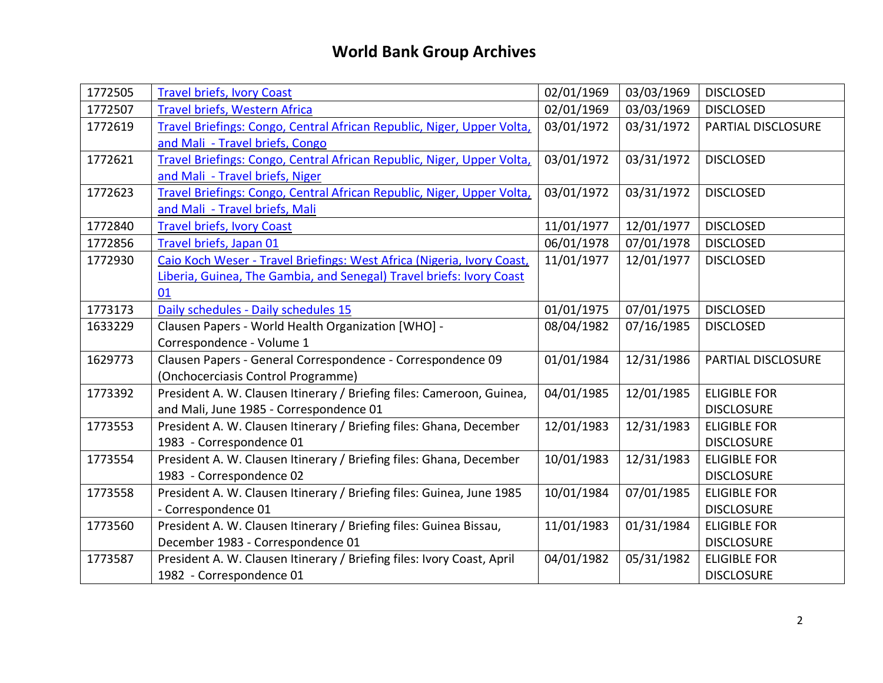# World Bank Group Archives

| | | | | |
|---|---|---|---|---|
| 1772505 | Travel briefs, Ivory Coast | 02/01/1969 | 03/03/1969 | DISCLOSED |
| 1772507 | Travel briefs, Western Africa | 02/01/1969 | 03/03/1969 | DISCLOSED |
| 1772619 | Travel Briefings: Congo, Central African Republic, Niger, Upper Volta, and Mali - Travel briefs, Congo | 03/01/1972 | 03/31/1972 | PARTIAL DISCLOSURE |
| 1772621 | Travel Briefings: Congo, Central African Republic, Niger, Upper Volta, and Mali - Travel briefs, Niger | 03/01/1972 | 03/31/1972 | DISCLOSED |
| 1772623 | Travel Briefings: Congo, Central African Republic, Niger, Upper Volta, and Mali - Travel briefs, Mali | 03/01/1972 | 03/31/1972 | DISCLOSED |
| 1772840 | Travel briefs, Ivory Coast | 11/01/1977 | 12/01/1977 | DISCLOSED |
| 1772856 | Travel briefs, Japan 01 | 06/01/1978 | 07/01/1978 | DISCLOSED |
| 1772930 | Caio Koch Weser - Travel Briefings: West Africa (Nigeria, Ivory Coast, Liberia, Guinea, The Gambia, and Senegal) Travel briefs: Ivory Coast 01 | 11/01/1977 | 12/01/1977 | DISCLOSED |
| 1773173 | Daily schedules - Daily schedules 15 | 01/01/1975 | 07/01/1975 | DISCLOSED |
| 1633229 | Clausen Papers - World Health Organization [WHO] - Correspondence - Volume 1 | 08/04/1982 | 07/16/1985 | DISCLOSED |
| 1629773 | Clausen Papers - General Correspondence - Correspondence 09 (Onchocerciasis Control Programme) | 01/01/1984 | 12/31/1986 | PARTIAL DISCLOSURE |
| 1773392 | President A. W. Clausen Itinerary / Briefing files: Cameroon, Guinea, and Mali, June 1985 - Correspondence 01 | 04/01/1985 | 12/01/1985 | ELIGIBLE FOR DISCLOSURE |
| 1773553 | President A. W. Clausen Itinerary / Briefing files: Ghana, December 1983 - Correspondence 01 | 12/01/1983 | 12/31/1983 | ELIGIBLE FOR DISCLOSURE |
| 1773554 | President A. W. Clausen Itinerary / Briefing files: Ghana, December 1983 - Correspondence 02 | 10/01/1983 | 12/31/1983 | ELIGIBLE FOR DISCLOSURE |
| 1773558 | President A. W. Clausen Itinerary / Briefing files: Guinea, June 1985 - Correspondence 01 | 10/01/1984 | 07/01/1985 | ELIGIBLE FOR DISCLOSURE |
| 1773560 | President A. W. Clausen Itinerary / Briefing files: Guinea Bissau, December 1983 - Correspondence 01 | 11/01/1983 | 01/31/1984 | ELIGIBLE FOR DISCLOSURE |
| 1773587 | President A. W. Clausen Itinerary / Briefing files: Ivory Coast, April 1982 - Correspondence 01 | 04/01/1982 | 05/31/1982 | ELIGIBLE FOR DISCLOSURE |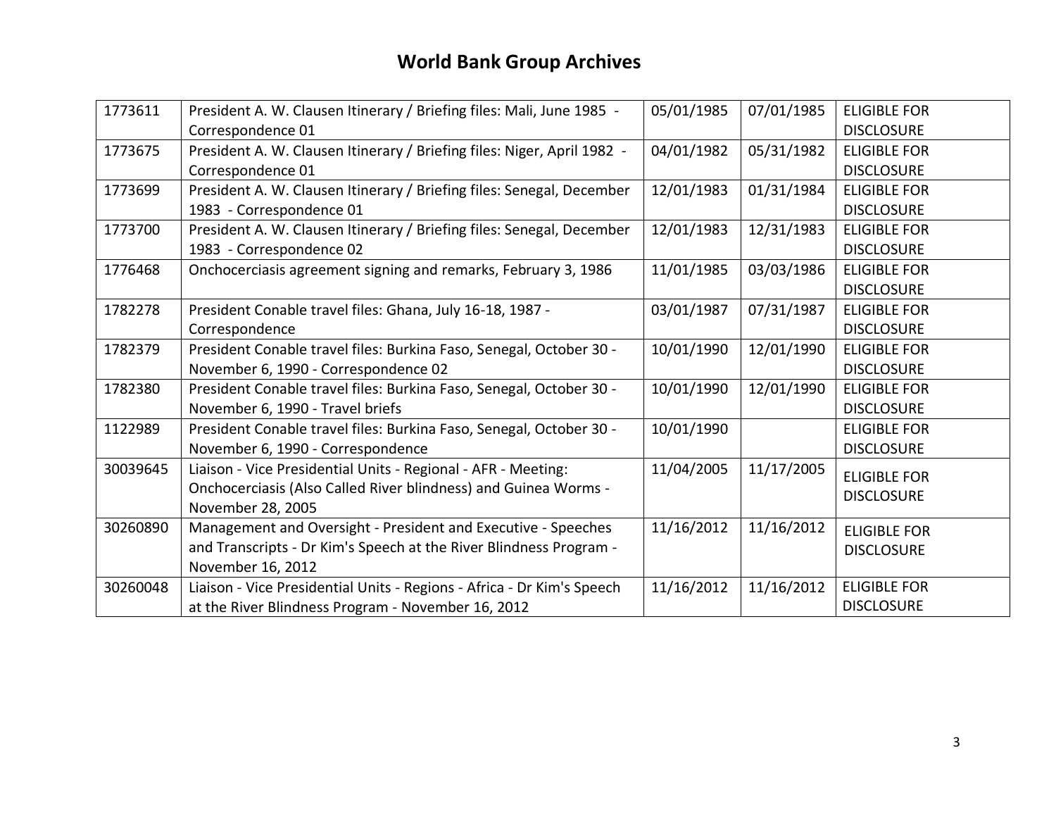# World Bank Group Archives

| | | | | |
|---|---|---|---|---|
| 1773611 | President A. W. Clausen Itinerary / Briefing files: Mali, June 1985 - Correspondence 01 | 05/01/1985 | 07/01/1985 | ELIGIBLE FOR DISCLOSURE |
| 1773675 | President A. W. Clausen Itinerary / Briefing files: Niger, April 1982 - Correspondence 01 | 04/01/1982 | 05/31/1982 | ELIGIBLE FOR DISCLOSURE |
| 1773699 | President A. W. Clausen Itinerary / Briefing files: Senegal, December 1983 - Correspondence 01 | 12/01/1983 | 01/31/1984 | ELIGIBLE FOR DISCLOSURE |
| 1773700 | President A. W. Clausen Itinerary / Briefing files: Senegal, December 1983 - Correspondence 02 | 12/01/1983 | 12/31/1983 | ELIGIBLE FOR DISCLOSURE |
| 1776468 | Onchocerciasis agreement signing and remarks, February 3, 1986 | 11/01/1985 | 03/03/1986 | ELIGIBLE FOR DISCLOSURE |
| 1782278 | President Conable travel files: Ghana, July 16-18, 1987 - Correspondence | 03/01/1987 | 07/31/1987 | ELIGIBLE FOR DISCLOSURE |
| 1782379 | President Conable travel files: Burkina Faso, Senegal, October 30 - November 6, 1990 - Correspondence 02 | 10/01/1990 | 12/01/1990 | ELIGIBLE FOR DISCLOSURE |
| 1782380 | President Conable travel files: Burkina Faso, Senegal, October 30 - November 6, 1990 - Travel briefs | 10/01/1990 | 12/01/1990 | ELIGIBLE FOR DISCLOSURE |
| 1122989 | President Conable travel files: Burkina Faso, Senegal, October 30 - November 6, 1990 - Correspondence | 10/01/1990 | | ELIGIBLE FOR DISCLOSURE |
| 30039645 | Liaison - Vice Presidential Units - Regional - AFR - Meeting: Onchocerciasis (Also Called River blindness) and Guinea Worms - November 28, 2005 | 11/04/2005 | 11/17/2005 | ELIGIBLE FOR DISCLOSURE |
| 30260890 | Management and Oversight - President and Executive - Speeches and Transcripts - Dr Kim's Speech at the River Blindness Program - November 16, 2012 | 11/16/2012 | 11/16/2012 | ELIGIBLE FOR DISCLOSURE |
| 30260048 | Liaison - Vice Presidential Units - Regions - Africa - Dr Kim's Speech at the River Blindness Program - November 16, 2012 | 11/16/2012 | 11/16/2012 | ELIGIBLE FOR DISCLOSURE |